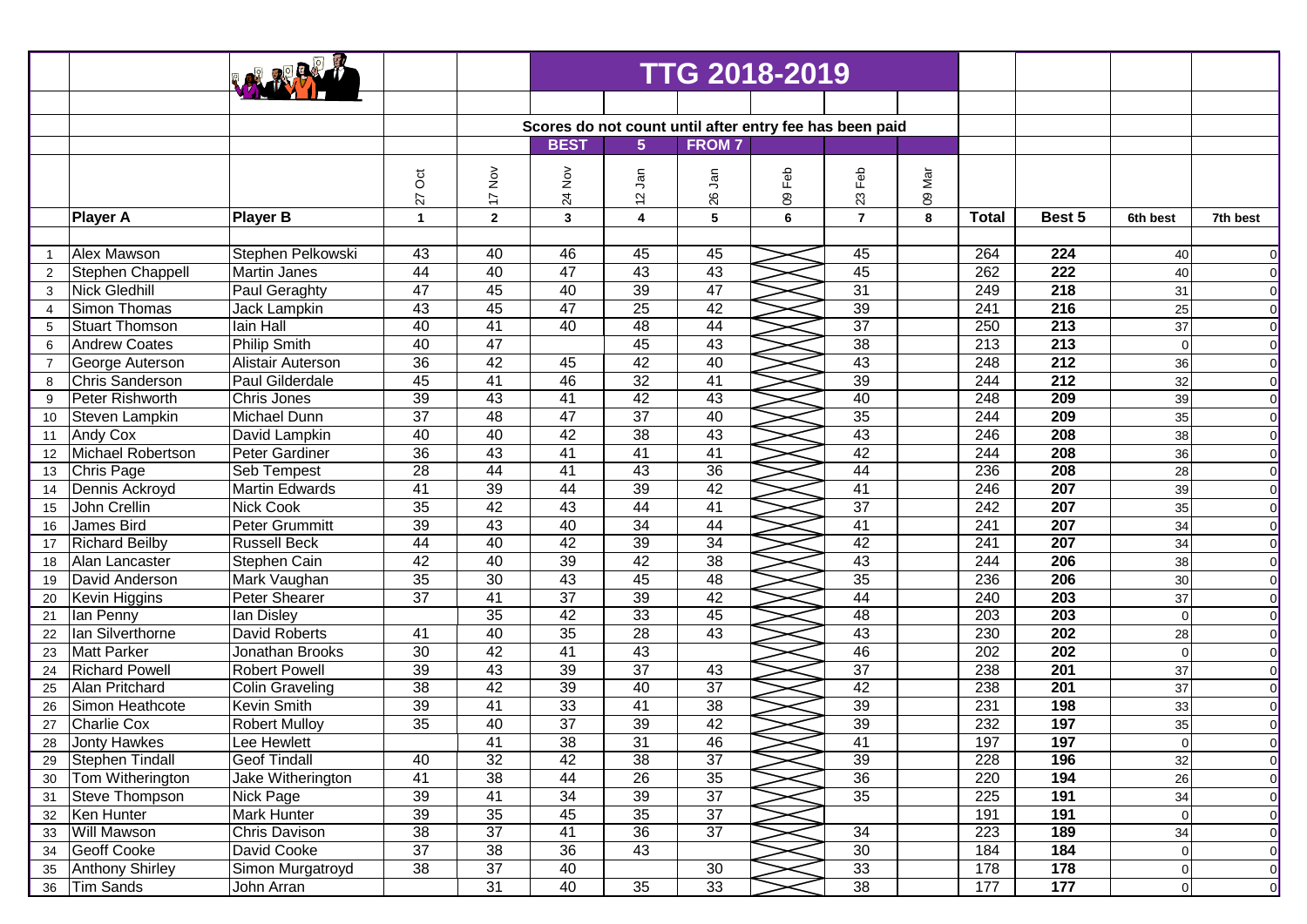# TTG 2018-2019

Scores do not count until after entry fee has been paid

BEST 5 FROM 7

| | Player A | Player B | 27 Oct | 17 Nov | 24 Nov | 12 Jan | 26 Jan | 09 Feb | 23 Feb | 09 Mar | Total | Best 5 | 6th best | 7th best |
|---|---|---|---|---|---|---|---|---|---|---|---|---|---|---|
| | | | 1 | 2 | 3 | 4 | 5 | 6 | 7 | 8 | | | | |
| 1 | Alex Mawson | Stephen Pelkowski | 43 | 40 | 46 | 45 | 45 | | 45 | | 264 | 224 | 40 | 0 |
| 2 | Stephen Chappell | Martin Janes | 44 | 40 | 47 | 43 | 43 | | 45 | | 262 | 222 | 40 | 0 |
| 3 | Nick Gledhill | Paul Geraghty | 47 | 45 | 40 | 39 | 47 | | 31 | | 249 | 218 | 31 | 0 |
| 4 | Simon Thomas | Jack Lampkin | 43 | 45 | 47 | 25 | 42 | | 39 | | 241 | 216 | 25 | 0 |
| 5 | Stuart Thomson | Iain Hall | 40 | 41 | 40 | 48 | 44 | | 37 | | 250 | 213 | 37 | 0 |
| 6 | Andrew Coates | Philip Smith | 40 | 47 | | 45 | 43 | | 38 | | 213 | 213 | 0 | 0 |
| 7 | George Auterson | Alistair Auterson | 36 | 42 | 45 | 42 | 40 | | 43 | | 248 | 212 | 36 | 0 |
| 8 | Chris Sanderson | Paul Gilderdale | 45 | 41 | 46 | 32 | 41 | | 39 | | 244 | 212 | 32 | 0 |
| 9 | Peter Rishworth | Chris Jones | 39 | 43 | 41 | 42 | 43 | | 40 | | 248 | 209 | 39 | 0 |
| 10 | Steven Lampkin | Michael Dunn | 37 | 48 | 47 | 37 | 40 | | 35 | | 244 | 209 | 35 | 0 |
| 11 | Andy Cox | David Lampkin | 40 | 40 | 42 | 38 | 43 | | 43 | | 246 | 208 | 38 | 0 |
| 12 | Michael Robertson | Peter Gardiner | 36 | 43 | 41 | 41 | 41 | | 42 | | 244 | 208 | 36 | 0 |
| 13 | Chris Page | Seb Tempest | 28 | 44 | 41 | 43 | 36 | | 44 | | 236 | 208 | 28 | 0 |
| 14 | Dennis Ackroyd | Martin Edwards | 41 | 39 | 44 | 39 | 42 | | 41 | | 246 | 207 | 39 | 0 |
| 15 | John Crellin | Nick Cook | 35 | 42 | 43 | 44 | 41 | | 37 | | 242 | 207 | 35 | 0 |
| 16 | James Bird | Peter Grummitt | 39 | 43 | 40 | 34 | 44 | | 41 | | 241 | 207 | 34 | 0 |
| 17 | Richard Beilby | Russell Beck | 44 | 40 | 42 | 39 | 34 | | 42 | | 241 | 207 | 34 | 0 |
| 18 | Alan Lancaster | Stephen Cain | 42 | 40 | 39 | 42 | 38 | | 43 | | 244 | 206 | 38 | 0 |
| 19 | David Anderson | Mark Vaughan | 35 | 30 | 43 | 45 | 48 | | 35 | | 236 | 206 | 30 | 0 |
| 20 | Kevin Higgins | Peter Shearer | 37 | 41 | 37 | 39 | 42 | | 44 | | 240 | 203 | 37 | 0 |
| 21 | Ian Penny | Ian Disley | | 35 | 42 | 33 | 45 | | 48 | | 203 | 203 | 0 | 0 |
| 22 | Ian Silverthorne | David Roberts | 41 | 40 | 35 | 28 | 43 | | 43 | | 230 | 202 | 28 | 0 |
| 23 | Matt Parker | Jonathan Brooks | 30 | 42 | 41 | 43 | | | 46 | | 202 | 202 | 0 | 0 |
| 24 | Richard Powell | Robert Powell | 39 | 43 | 39 | 37 | 43 | | 37 | | 238 | 201 | 37 | 0 |
| 25 | Alan Pritchard | Colin Graveling | 38 | 42 | 39 | 40 | 37 | | 42 | | 238 | 201 | 37 | 0 |
| 26 | Simon Heathcote | Kevin Smith | 39 | 41 | 33 | 41 | 38 | | 39 | | 231 | 198 | 33 | 0 |
| 27 | Charlie Cox | Robert Mulloy | 35 | 40 | 37 | 39 | 42 | | 39 | | 232 | 197 | 35 | 0 |
| 28 | Jonty Hawkes | Lee Hewlett | | 41 | 38 | 31 | 46 | | 41 | | 197 | 197 | 0 | 0 |
| 29 | Stephen Tindall | Geof Tindall | 40 | 32 | 42 | 38 | 37 | | 39 | | 228 | 196 | 32 | 0 |
| 30 | Tom Witherington | Jake Witherington | 41 | 38 | 44 | 26 | 35 | | 36 | | 220 | 194 | 26 | 0 |
| 31 | Steve Thompson | Nick Page | 39 | 41 | 34 | 39 | 37 | | 35 | | 225 | 191 | 34 | 0 |
| 32 | Ken Hunter | Mark Hunter | 39 | 35 | 45 | 35 | 37 | | | | 191 | 191 | 0 | 0 |
| 33 | Will Mawson | Chris Davison | 38 | 37 | 41 | 36 | 37 | | 34 | | 223 | 189 | 34 | 0 |
| 34 | Geoff Cooke | David Cooke | 37 | 38 | 36 | 43 | | | 30 | | 184 | 184 | 0 | 0 |
| 35 | Anthony Shirley | Simon Murgatroyd | 38 | 37 | 40 | | 30 | | 33 | | 178 | 178 | 0 | 0 |
| 36 | Tim Sands | John Arran | | 31 | 40 | 35 | 33 | | 38 | | 177 | 177 | 0 | 0 |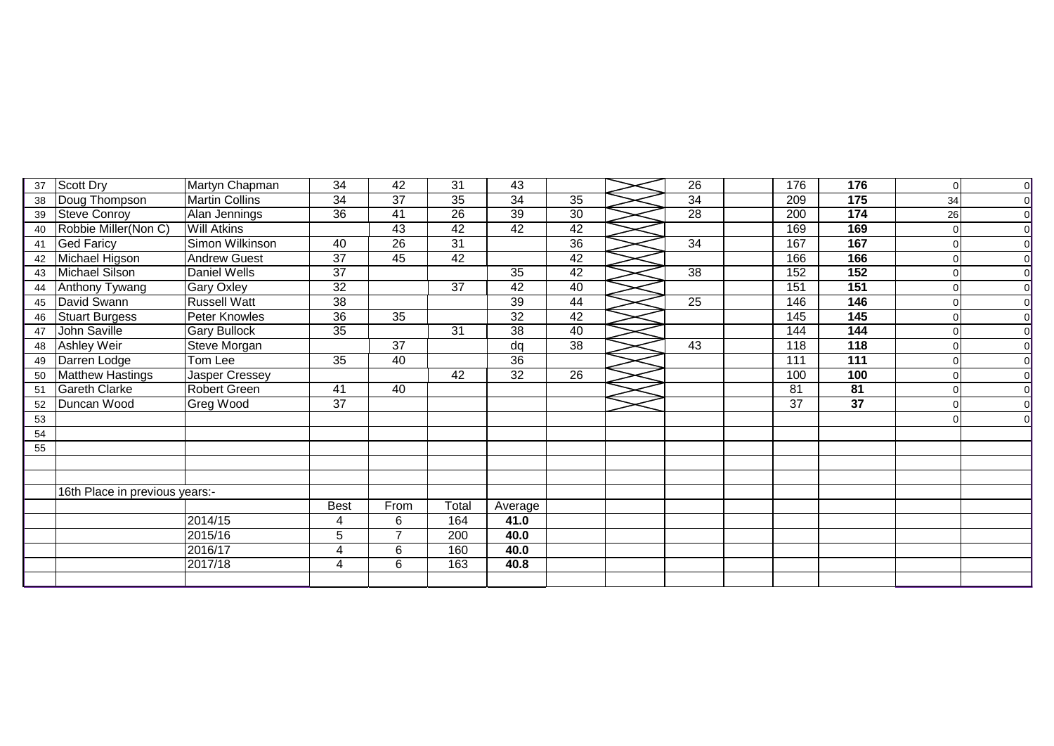| | | | | | | | | | | | | | | |
|---|---|---|---|---|---|---|---|---|---|---|---|---|---|---|
| 37 | Scott Dry | Martyn Chapman | 34 | 42 | 31 | 43 | | | 26 | | 176 | **176** | 0 | 0 |
| 38 | Doug Thompson | Martin Collins | 34 | 37 | 35 | 34 | 35 | | 34 | | 209 | **175** | 34 | 0 |
| 39 | Steve Conroy | Alan Jennings | 36 | 41 | 26 | 39 | 30 | | 28 | | 200 | **174** | 26 | 0 |
| 40 | Robbie Miller(Non C) | Will Atkins | | 43 | 42 | 42 | 42 | | | | 169 | **169** | 0 | 0 |
| 41 | Ged Faricy | Simon Wilkinson | 40 | 26 | 31 | | 36 | | 34 | | 167 | **167** | 0 | 0 |
| 42 | Michael Higson | Andrew Guest | 37 | 45 | 42 | | 42 | | | | 166 | **166** | 0 | 0 |
| 43 | Michael Silson | Daniel Wells | 37 | | | 35 | 42 | | 38 | | 152 | **152** | 0 | 0 |
| 44 | Anthony Tywang | Gary Oxley | 32 | | 37 | 42 | 40 | | | | 151 | **151** | 0 | 0 |
| 45 | David Swann | Russell Watt | 38 | | | 39 | 44 | | 25 | | 146 | **146** | 0 | 0 |
| 46 | Stuart Burgess | Peter Knowles | 36 | 35 | | 32 | 42 | | | | 145 | **145** | 0 | 0 |
| 47 | John Saville | Gary Bullock | 35 | | 31 | 38 | 40 | | | | 144 | **144** | 0 | 0 |
| 48 | Ashley Weir | Steve Morgan | | 37 | | dq | 38 | | 43 | | 118 | **118** | 0 | 0 |
| 49 | Darren Lodge | Tom Lee | 35 | 40 | | 36 | | | | | 111 | **111** | 0 | 0 |
| 50 | Matthew Hastings | Jasper Cressey | | | 42 | 32 | 26 | | | | 100 | **100** | 0 | 0 |
| 51 | Gareth Clarke | Robert Green | 41 | 40 | | | | | | | 81 | **81** | 0 | 0 |
| 52 | Duncan Wood | Greg Wood | 37 | | | | | | | | 37 | **37** | 0 | 0 |
| 53 | | | | | | | | | | | | | 0 | 0 |
| 54 | | | | | | | | | | | | | | |
| 55 | | | | | | | | | | | | | | |
| | | | | | | | | | | | | | | |
| | | | | | | | | | | | | | | |
| | 16th Place in previous years:- | | | | | | | | | | | | | |
| | | | Best | From | Total | Average | | | | | | | | |
| | | 2014/15 | 4 | 6 | 164 | **41.0** | | | | | | | | |
| | | 2015/16 | 5 | 7 | 200 | **40.0** | | | | | | | | |
| | | 2016/17 | 4 | 6 | 160 | **40.0** | | | | | | | | |
| | | 2017/18 | 4 | 6 | 163 | **40.8** | | | | | | | | |